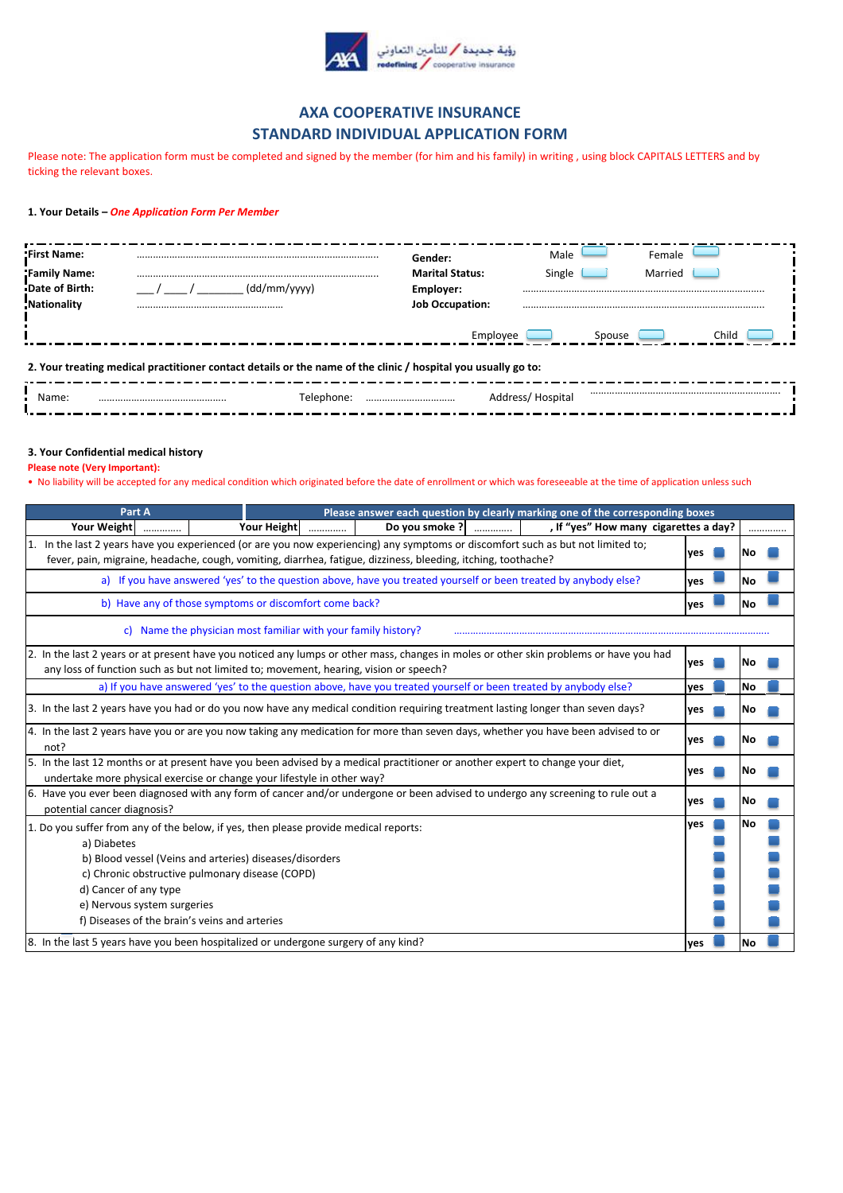رؤية جديدة / للتأمين التعاوني
redefining / cooperative insurance

# AXA COOPERATIVE INSURANCE
# STANDARD INDIVIDUAL APPLICATION FORM

Please note: The application form must be completed and signed by the member (for him and his family) in writing , using block CAPITALS LETTERS and by ticking the relevant boxes.

**1. Your Details –** ***One Application Form Per Member***

| | | | |
|---|---|---|---|
| **First Name:** | ............................................................................................ | **Gender:** | Male ☐ Female ☐ |
| **Family Name:** | ............................................................................................ | **Marital Status:** | Single ☐ Married ☐ |
| **Date of Birth:** | ___ / ____ / ________ (dd/mm/yyyy) | **Employer:** | ............................................................................................ |
| **Nationality** | ...................................................... | **Job Occupation:** | ............................................................................................ |
| | | | Employee ☐ Spouse ☐ Child ☐ |

**2. Your treating medical practitioner contact details or the name of the clinic / hospital you usually go to:**

Name: ................................................ Telephone: ................................. Address/ Hospital ........................................................................

**3. Your Confidential medical history**

**Please note (Very Important):**

- No liability will be accepted for any medical condition which originated before the date of enrollment or which was foreseeable at the time of application unless such

| Part A | Please answer each question by clearly marking one of the corresponding boxes | | |
|---|---|---|---|
| **Your Weight** .............. **Your Height** .............. **Do you smoke ?** .............. **, If "yes" How many cigarettes a day?** .............. | | | |
| 1. In the last 2 years have you experienced (or are you now experiencing) any symptoms or discomfort such as but not limited to; fever, pain, migraine, headache, cough, vomiting, diarrhea, fatigue, dizziness, bleeding, itching, toothache? | | **yes** ☐ | **No** ☐ |
| a) If you have answered 'yes' to the question above, have you treated yourself or been treated by anybody else? | | **yes** ☐ | **No** ☐ |
| b) Have any of those symptoms or discomfort come back? | | **yes** ☐ | **No** ☐ |
| c) Name the physician most familiar with your family history? ................................................................................................................. | | | |
| 2. In the last 2 years or at present have you noticed any lumps or other mass, changes in moles or other skin problems or have you had any loss of function such as but not limited to; movement, hearing, vision or speech? | | **yes** ☐ | **No** ☐ |
| a) If you have answered 'yes' to the question above, have you treated yourself or been treated by anybody else? | | **yes** ☐ | **No** ☐ |
| 3. In the last 2 years have you had or do you now have any medical condition requiring treatment lasting longer than seven days? | | **yes** ☐ | **No** ☐ |
| 4. In the last 2 years have you or are you now taking any medication for more than seven days, whether you have been advised to or not? | | **yes** ☐ | **No** ☐ |
| 5. In the last 12 months or at present have you been advised by a medical practitioner or another expert to change your diet, undertake more physical exercise or change your lifestyle in other way? | | **yes** ☐ | **No** ☐ |
| 6. Have you ever been diagnosed with any form of cancer and/or undergone or been advised to undergo any screening to rule out a potential cancer diagnosis? | | **yes** ☐ | **No** ☐ |
| 1. Do you suffer from any of the below, if yes, then please provide medical reports: | | **yes** ☐ | **No** ☐ |
| a) Diabetes | | ☐ | ☐ |
| b) Blood vessel (Veins and arteries) diseases/disorders | | ☐ | ☐ |
| c) Chronic obstructive pulmonary disease (COPD) | | ☐ | ☐ |
| d) Cancer of any type | | ☐ | ☐ |
| e) Nervous system surgeries | | ☐ | ☐ |
| f) Diseases of the brain's veins and arteries | | ☐ | ☐ |
| 8. In the last 5 years have you been hospitalized or undergone surgery of any kind? | | **yes** ☐ | **No** ☐ |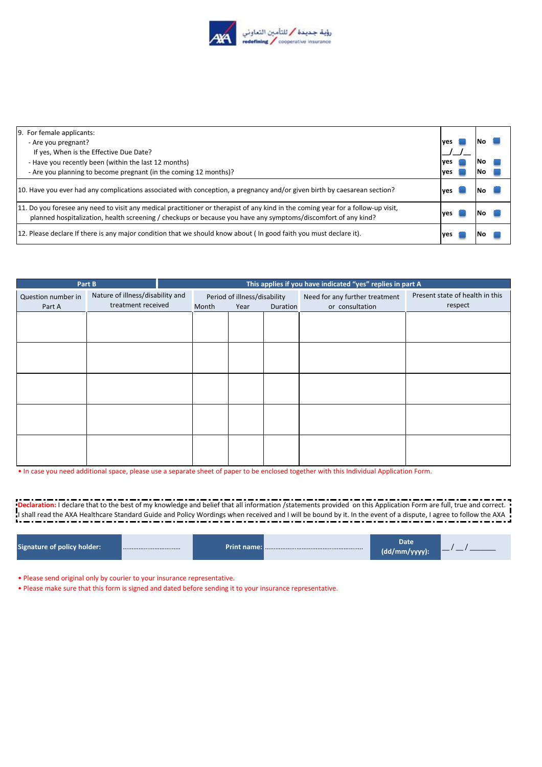| | | |
|---|---|---|
| 9. For female applicants:<br>- Are you pregnant?<br>If yes, When is the Effective Due Date?<br>- Have you recently been (within the last 12 months)<br>- Are you planning to become pregnant (in the coming 12 months)? | yes<br>__/__/__<br>yes<br>yes | No<br><br>No<br>No |
| 10. Have you ever had any complications associated with conception, a pregnancy and/or given birth by caesarean section? | yes | No |
| 11. Do you foresee any need to visit any medical practitioner or therapist of any kind in the coming year for a follow-up visit, planned hospitalization, health screening / checkups or because you have any symptoms/discomfort of any kind? | yes | No |
| 12. Please declare If there is any major condition that we should know about ( In good faith you must declare it). | yes | No |

| Part B | This applies if you have indicated "yes" replies in part A | | | | | |
|---|---|---|---|---|---|---|
| Question number in Part A | Nature of illness/disability and treatment received | Period of illness/disability | | | Need for any further treatment or consultation | Present state of health in this respect |
| | | Month | Year | Duration | | |
| | | | | | | |
| | | | | | | |
| | | | | | | |
| | | | | | | |
| | | | | | | |

• In case you need additional space, please use a separate sheet of paper to be enclosed together with this Individual Application Form.

**Declaration:** I declare that to the best of my knowledge and belief that all information /statements provided on this Application Form are full, true and correct. I shall read the AXA Healthcare Standard Guide and Policy Wordings when received and I will be bound by it. In the event of a dispute, I agree to follow the AXA

| | | | | | |
|---|---|---|---|---|---|
| **Signature of policy holder:** | ................................ | **Print name:** | ........................................................ | **Date (dd/mm/yyyy):** | __/__/______ |

• Please send original only by courier to your insurance representative.

• Please make sure that this form is signed and dated before sending it to your insurance representative.